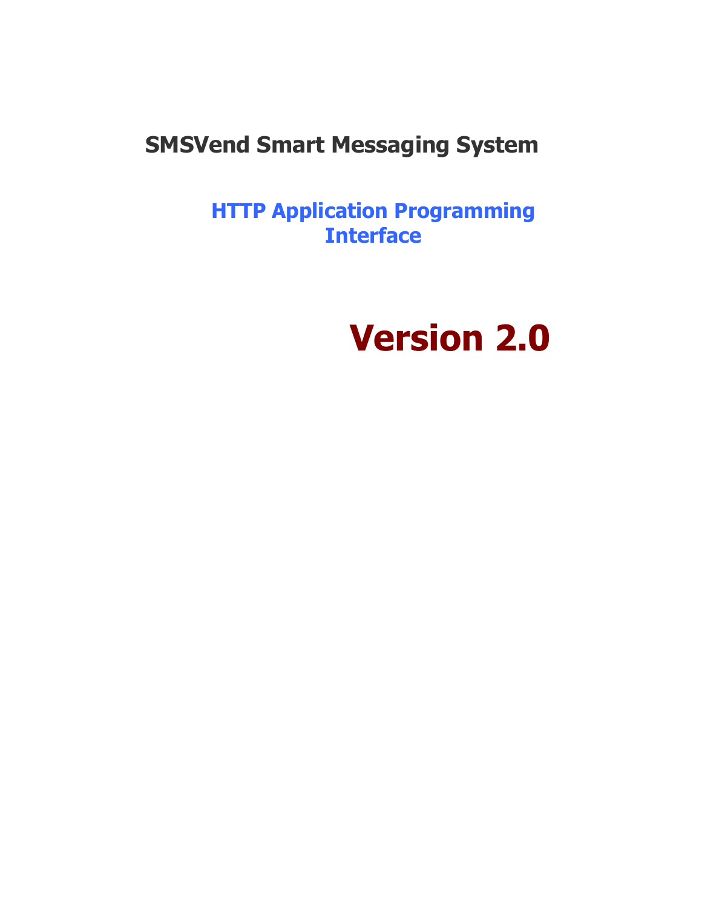# SMSVend Smart Messaging System

## HTTP Application Programming Interface

# Version 2.0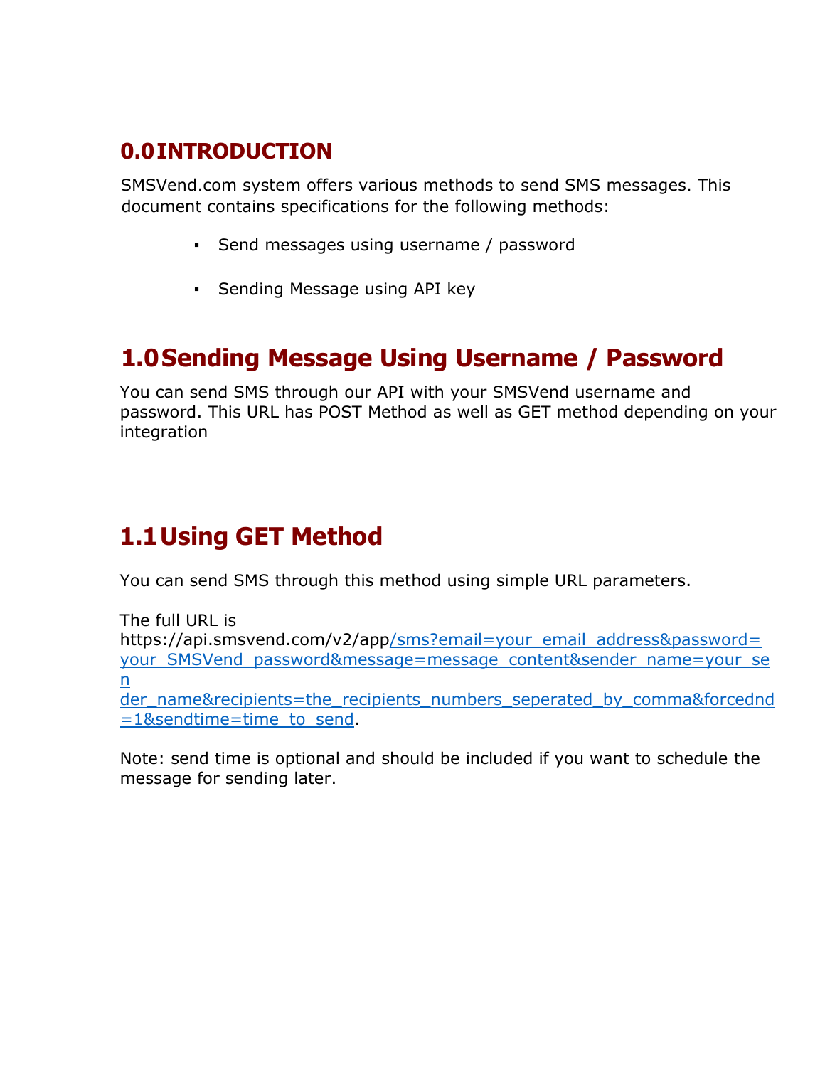## 0.0 INTRODUCTION

SMSVend.com system offers various methods to send SMS messages. This document contains specifications for the following methods:

- Send messages using username / password
- Sending Message using API key

# 1.0 Sending Message Using Username / Password

You can send SMS through our API with your SMSVend username and password. This URL has POST Method as well as GET method depending on your integration

# 1.1 Using GET Method

You can send SMS through this method using simple URL parameters.

The full URL is https://api.smsvend.com/v2/app/sms?email=your_email_address&password=your_SMSVend_password&message=message_content&sender_name=your_sender_name&recipients=the_recipients_numbers_seperated_by_comma&forcednd=1&sendtime=time_to_send.

Note: send time is optional and should be included if you want to schedule the message for sending later.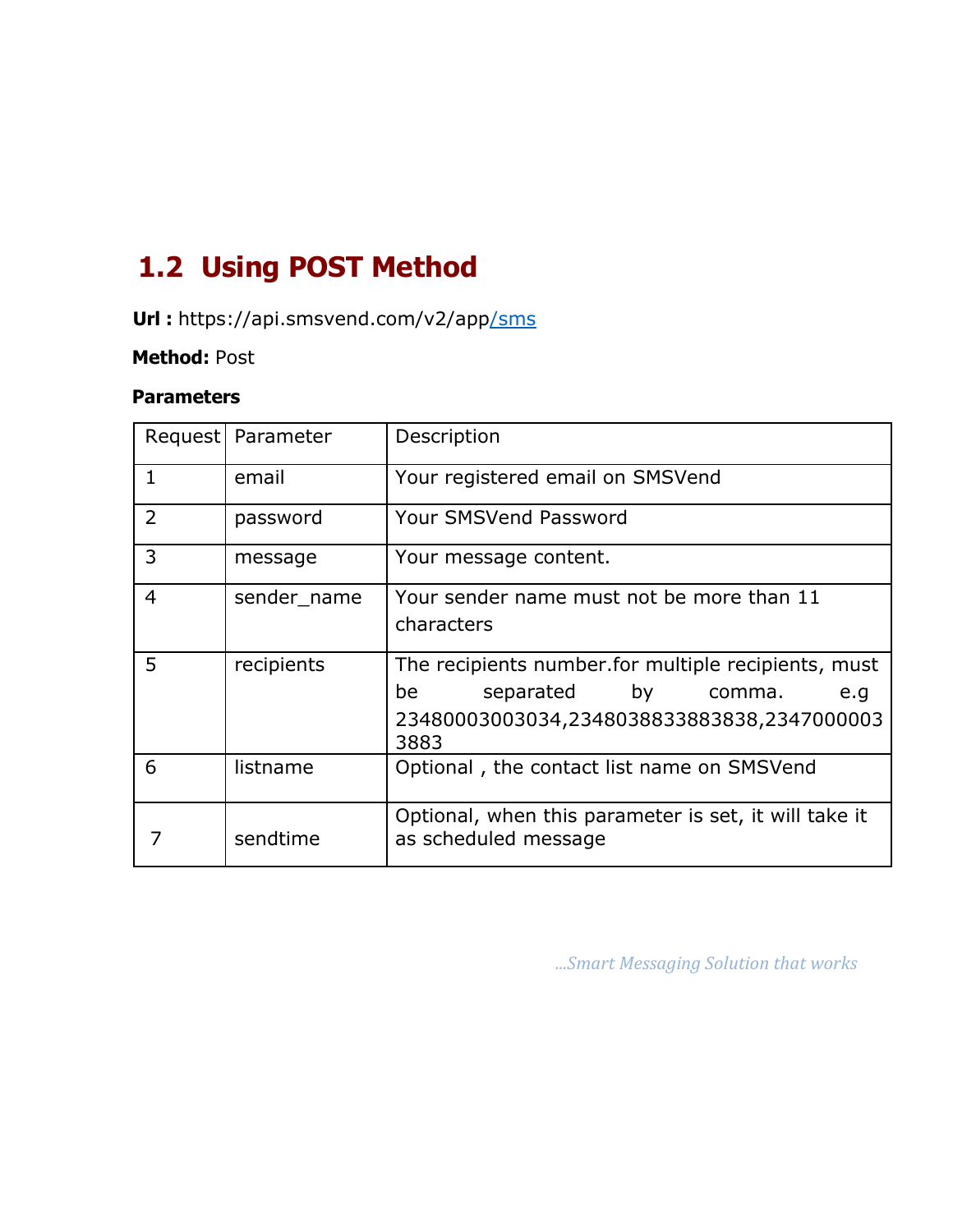## 1.2 Using POST Method

**Url :** https://api.smsvend.com/v2/app/sms

**Method:** Post

**Parameters**

| Request | Parameter | Description |
|---|---|---|
| 1 | email | Your registered email on SMSVend |
| 2 | password | Your SMSVend Password |
| 3 | message | Your message content. |
| 4 | sender_name | Your sender name must not be more than 11 characters |
| 5 | recipients | The recipients number.for multiple recipients, must be separated by comma. e.g 23480003003034,2348038833883838,23470000033883 |
| 6 | listname | Optional , the contact list name on SMSVend |
| 7 | sendtime | Optional, when this parameter is set, it will take it as scheduled message |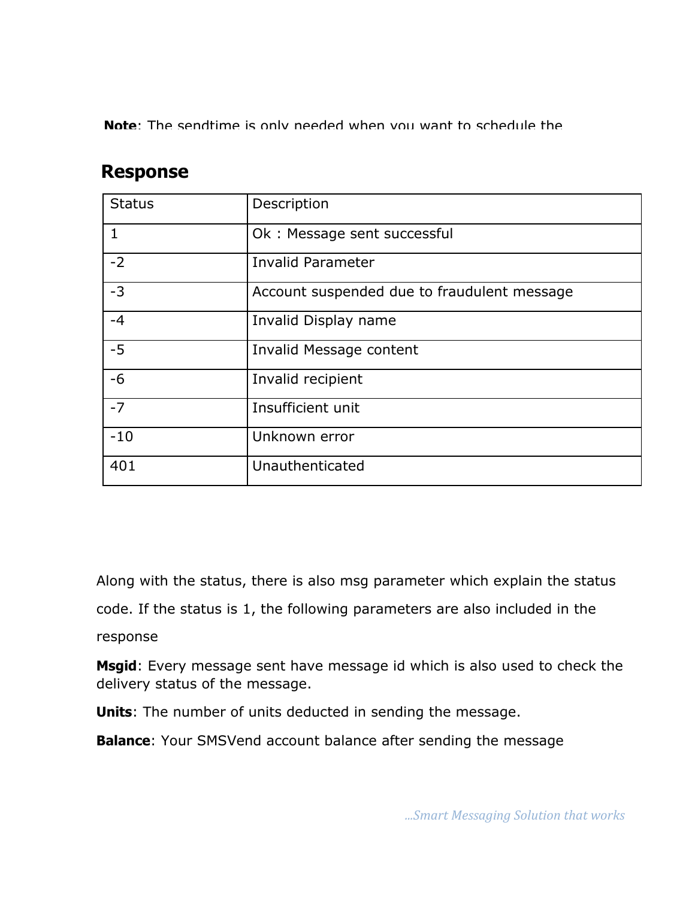**Note**: The sendtime is only needed when you want to schedule the

## Response

| Status | Description |
|---|---|
| 1 | Ok : Message sent successful |
| -2 | Invalid Parameter |
| -3 | Account suspended due to fraudulent message |
| -4 | Invalid Display name |
| -5 | Invalid Message content |
| -6 | Invalid recipient |
| -7 | Insufficient unit |
| -10 | Unknown error |
| 401 | Unauthenticated |

Along with the status, there is also msg parameter which explain the status code. If the status is 1, the following parameters are also included in the response

**Msgid**: Every message sent have message id which is also used to check the delivery status of the message.

**Units**: The number of units deducted in sending the message.

**Balance**: Your SMSVend account balance after sending the message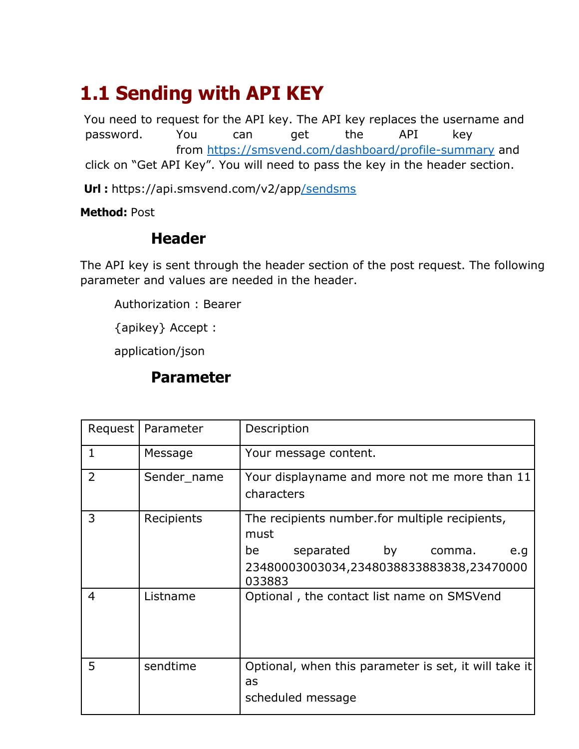# 1.1 Sending with API KEY

You need to request for the API key. The API key replaces the username and password. You can get the API key from https://smsvend.com/dashboard/profile-summary and click on “Get API Key”. You will need to pass the key in the header section.

**Url :** https://api.smsvend.com/v2/app/sendsms

**Method:** Post

### Header

The API key is sent through the header section of the post request. The following parameter and values are needed in the header.

Authorization : Bearer

{apikey} Accept :

application/json

### Parameter

| Request | Parameter | Description |
|---|---|---|
| 1 | Message | Your message content. |
| 2 | Sender_name | Your displayname and more not me more than 11 characters |
| 3 | Recipients | The recipients number.for multiple recipients, must be separated by comma. e.g 23480003003034,2348038833883838,23470000033883 |
| 4 | Listname | Optional , the contact list name on SMSVend |
| 5 | sendtime | Optional, when this parameter is set, it will take it as scheduled message |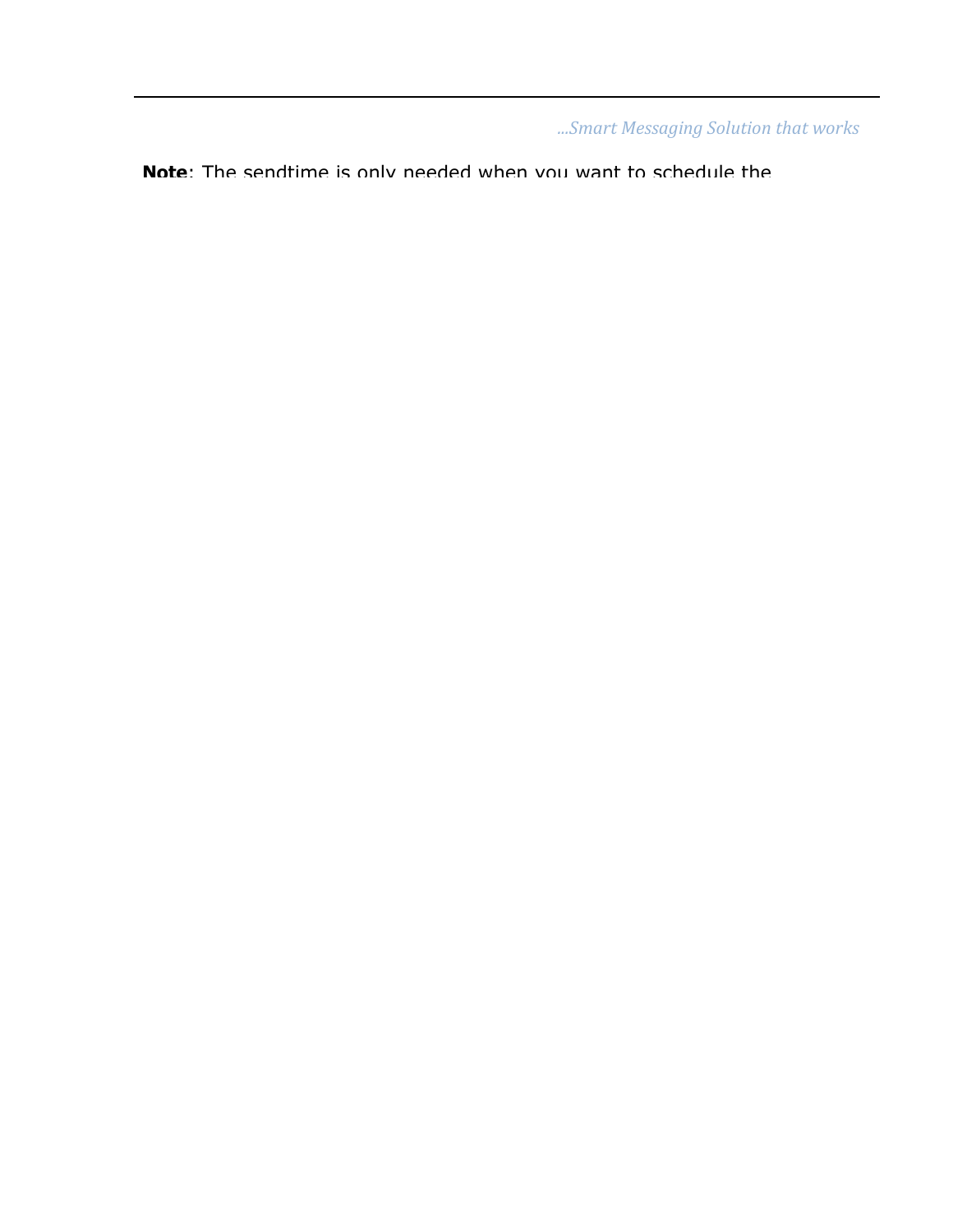**Note**: The sendtime is only needed when you want to schedule the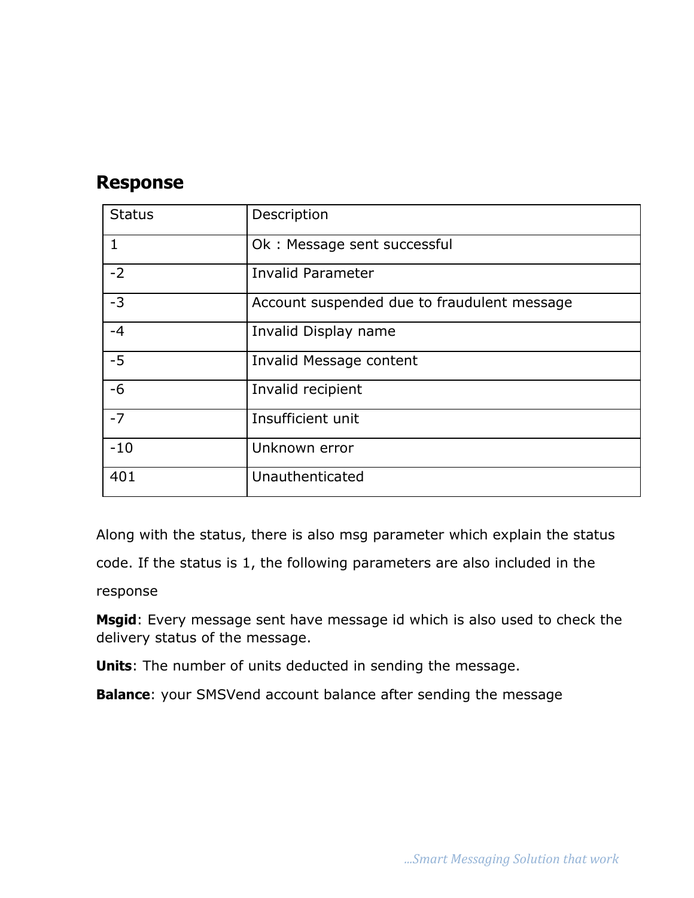## Response

| Status | Description |
| --- | --- |
| 1 | Ok : Message sent successful |
| -2 | Invalid Parameter |
| -3 | Account suspended due to fraudulent message |
| -4 | Invalid Display name |
| -5 | Invalid Message content |
| -6 | Invalid recipient |
| -7 | Insufficient unit |
| -10 | Unknown error |
| 401 | Unauthenticated |

Along with the status, there is also msg parameter which explain the status code. If the status is 1, the following parameters are also included in the response

**Msgid**: Every message sent have message id which is also used to check the delivery status of the message.

**Units**: The number of units deducted in sending the message.

**Balance**: your SMSVend account balance after sending the message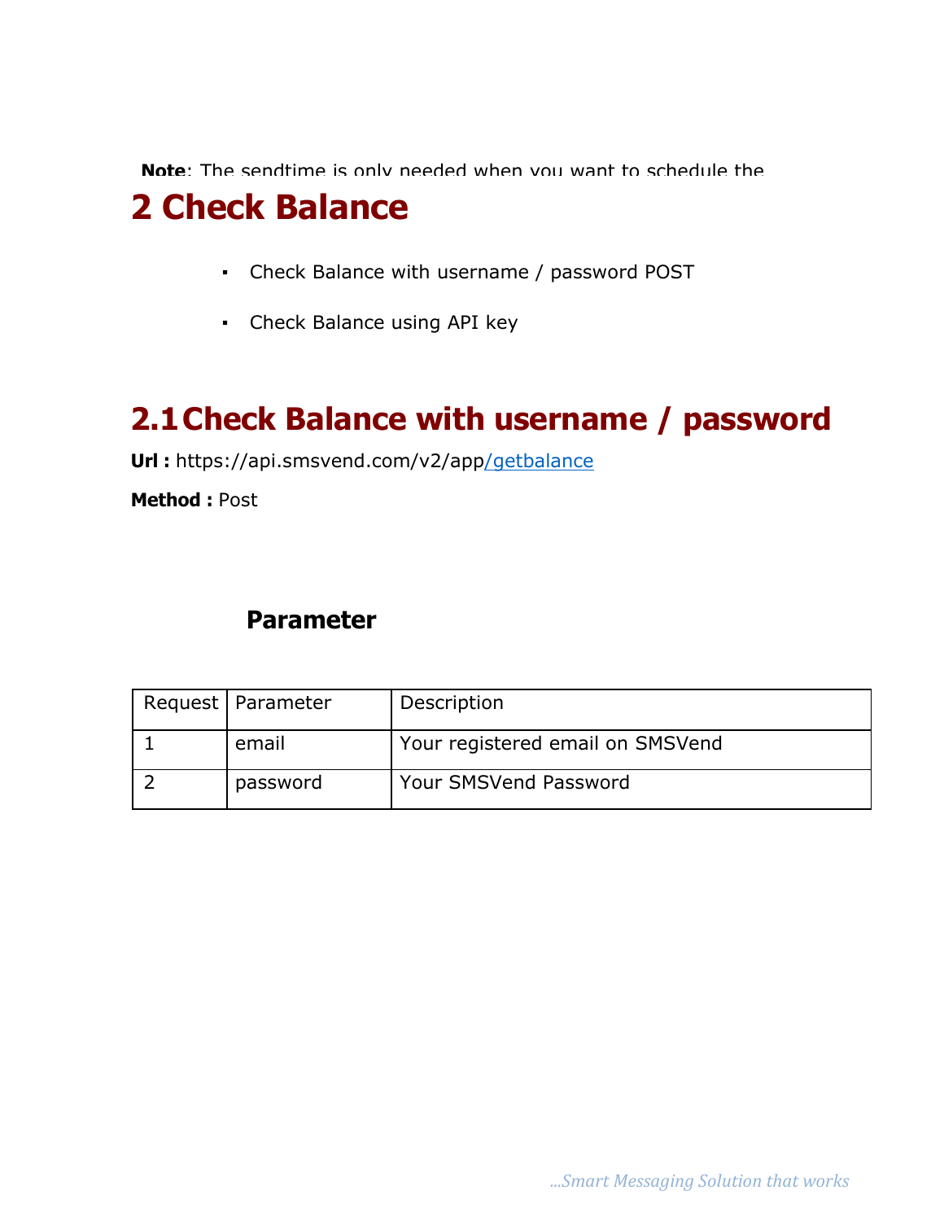**Note**: The sendtime is only needed when you want to schedule the

# 2 Check Balance

- Check Balance with username / password POST
- Check Balance using API key

## 2.1 Check Balance with username / password

**Url :** https://api.smsvend.com/v2/app/getbalance

**Method :** Post

### Parameter

| Request | Parameter | Description |
| --- | --- | --- |
| 1 | email | Your registered email on SMSVend |
| 2 | password | Your SMSVend Password |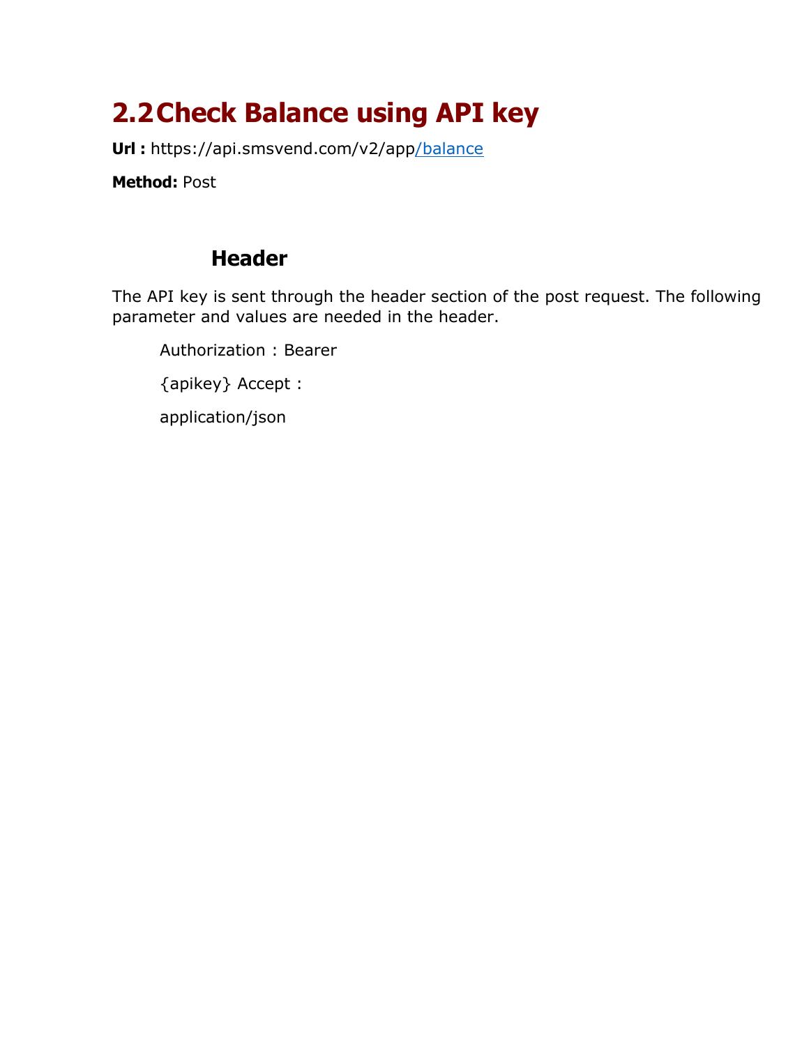## 2.2 Check Balance using API key

**Url :** https://api.smsvend.com/v2/app/balance

**Method:** Post

### Header

The API key is sent through the header section of the post request. The following parameter and values are needed in the header.

Authorization : Bearer

{apikey} Accept :

application/json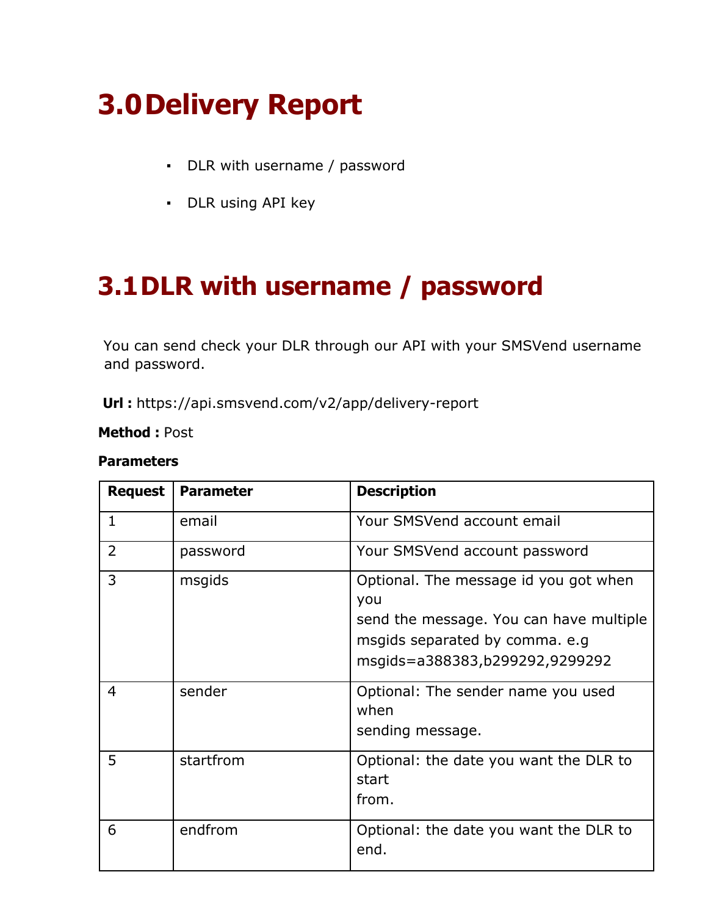# 3.0 Delivery Report

- DLR with username / password
- DLR using API key

# 3.1 DLR with username / password

You can send check your DLR through our API with your SMSVend username and password.

**Url :** https://api.smsvend.com/v2/app/delivery-report

**Method :** Post

**Parameters**

| Request | Parameter | Description |
| --- | --- | --- |
| 1 | email | Your SMSVend account email |
| 2 | password | Your SMSVend account password |
| 3 | msgids | Optional. The message id you got when you send the message. You can have multiple msgids separated by comma. e.g msgids=a388383,b299292,9299292 |
| 4 | sender | Optional: The sender name you used when sending message. |
| 5 | startfrom | Optional: the date you want the DLR to start from. |
| 6 | endfrom | Optional: the date you want the DLR to end. |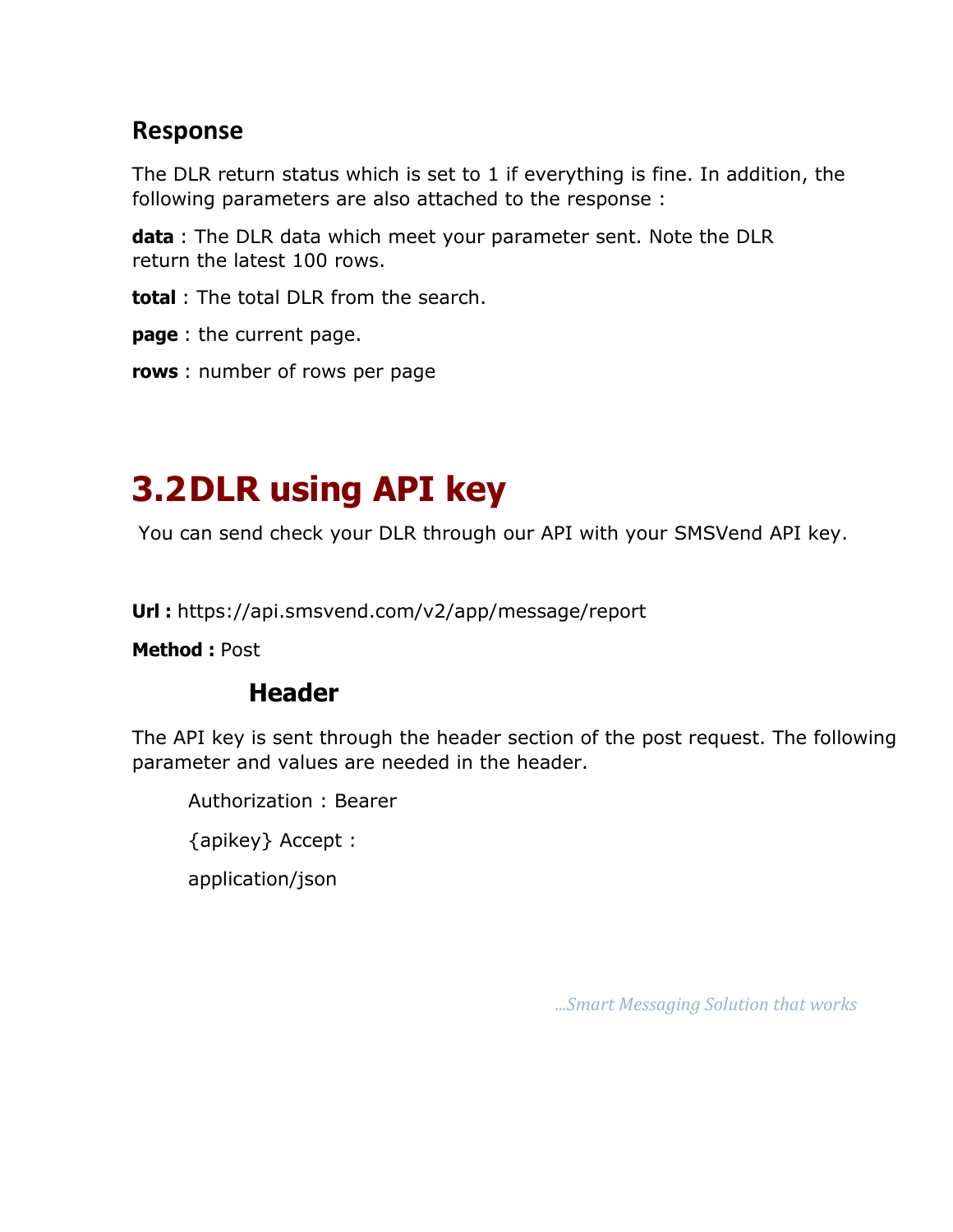## Response

The DLR return status which is set to 1 if everything is fine. In addition, the following parameters are also attached to the response :

**data** : The DLR data which meet your parameter sent. Note the DLR return the latest 100 rows.

**total** : The total DLR from the search.

**page** : the current page.

**rows** : number of rows per page

# 3.2DLR using API key

You can send check your DLR through our API with your SMSVend API key.

**Url :** https://api.smsvend.com/v2/app/message/report

**Method :** Post

### Header

The API key is sent through the header section of the post request. The following parameter and values are needed in the header.

Authorization : Bearer

{apikey} Accept :

application/json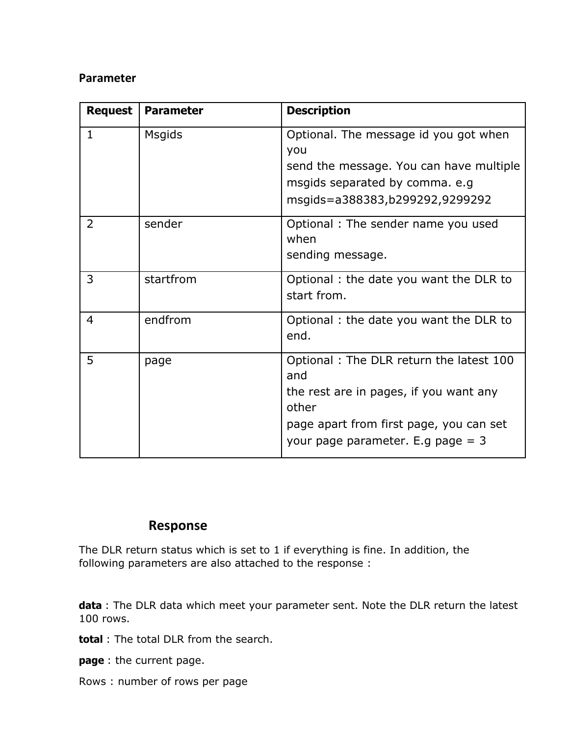**Parameter**

| Request | Parameter | Description |
|---|---|---|
| 1 | Msgids | Optional. The message id you got when you send the message. You can have multiple msgids separated by comma. e.g msgids=a388383,b299292,9299292 |
| 2 | sender | Optional : The sender name you used when sending message. |
| 3 | startfrom | Optional : the date you want the DLR to start from. |
| 4 | endfrom | Optional : the date you want the DLR to end. |
| 5 | page | Optional : The DLR return the latest 100 and the rest are in pages, if you want any other page apart from first page, you can set your page parameter. E.g page = 3 |

## Response

The DLR return status which is set to 1 if everything is fine. In addition, the following parameters are also attached to the response :

**data** : The DLR data which meet your parameter sent. Note the DLR return the latest 100 rows.

**total** : The total DLR from the search.

**page** : the current page.

Rows : number of rows per page